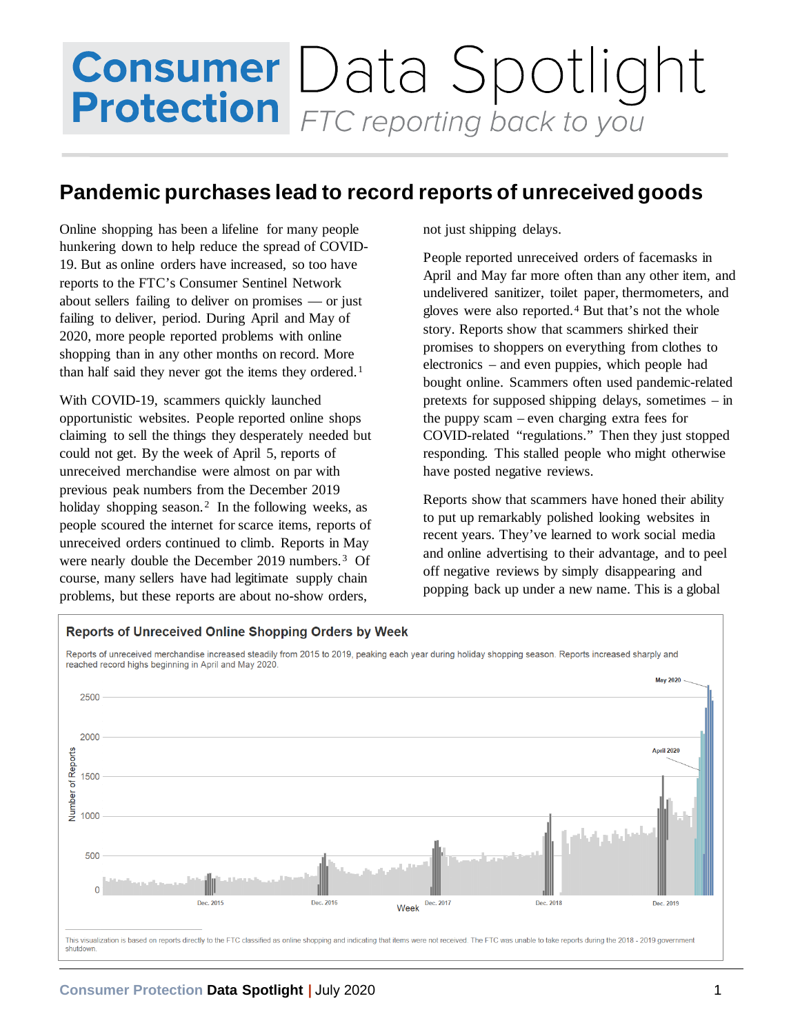# Consumer Protection Data Spotlight

*FTC reporting back to you*

## Pandemic purchases lead to record reports of unreceived goods

Online shopping has been a lifeline for many people hunkering down to help reduce the spread of COVID-19. But as online orders have increased, so too have reports to the FTC's Consumer Sentinel Network about sellers failing to deliver on promises — or just failing to deliver, period. During April and May of 2020, more people reported problems with online shopping than in any other months on record. More than half said they never got the items they ordered.[1]

With COVID-19, scammers quickly launched opportunistic websites. People reported online shops claiming to sell the things they desperately needed but could not get. By the week of April 5, reports of unreceived merchandise were almost on par with previous peak numbers from the December 2019 holiday shopping season.[2] In the following weeks, as people scoured the internet for scarce items, reports of unreceived orders continued to climb. Reports in May were nearly double the December 2019 numbers.[3] Of course, many sellers have had legitimate supply chain problems, but these reports are about no-show orders, not just shipping delays.

People reported unreceived orders of facemasks in April and May far more often than any other item, and undelivered sanitizer, toilet paper, thermometers, and gloves were also reported.[4] But that's not the whole story. Reports show that scammers shirked their promises to shoppers on everything from clothes to electronics – and even puppies, which people had bought online. Scammers often used pandemic-related pretexts for supposed shipping delays, sometimes – in the puppy scam – even charging extra fees for COVID-related "regulations." Then they just stopped responding. This stalled people who might otherwise have posted negative reviews.

Reports show that scammers have honed their ability to put up remarkably polished looking websites in recent years. They've learned to work social media and online advertising to their advantage, and to peel off negative reviews by simply disappearing and popping back up under a new name. This is a global

**Reports of Unreceived Online Shopping Orders by Week**

Reports of unreceived merchandise increased steadily from 2015 to 2019, peaking each year during holiday shopping season. Reports increased sharply and reached record highs beginning in April and May 2020.

This visualization is based on reports directly to the FTC classified as online shopping and indicating that items were not received. The FTC was unable to take reports during the 2018 - 2019 government shutdown.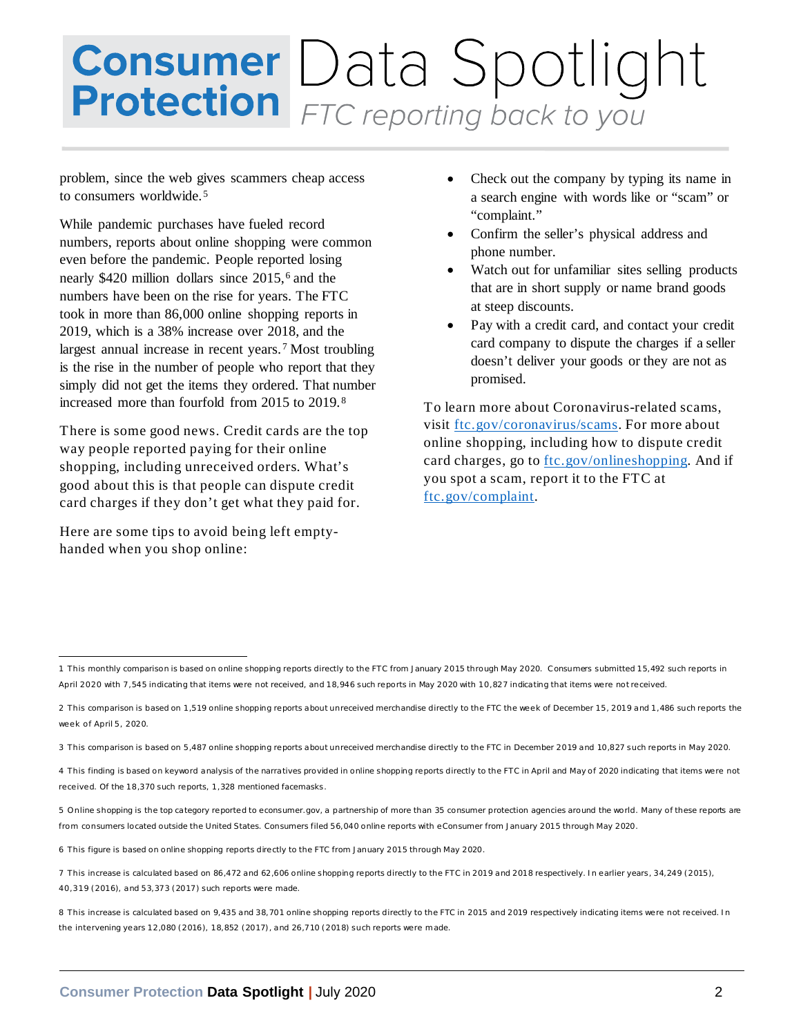problem, since the web gives scammers cheap access to consumers worldwide.[5]

While pandemic purchases have fueled record numbers, reports about online shopping were common even before the pandemic. People reported losing nearly $420 million dollars since 2015,[6] and the numbers have been on the rise for years. The FTC took in more than 86,000 online shopping reports in 2019, which is a 38% increase over 2018, and the largest annual increase in recent years.[7] Most troubling is the rise in the number of people who report that they simply did not get the items they ordered. That number increased more than fourfold from 2015 to 2019.[8]

There is some good news. Credit cards are the top way people reported paying for their online shopping, including unreceived orders. What's good about this is that people can dispute credit card charges if they don't get what they paid for.

Here are some tips to avoid being left empty-handed when you shop online:

- Check out the company by typing its name in a search engine with words like or "scam" or "complaint."
- Confirm the seller's physical address and phone number.
- Watch out for unfamiliar sites selling products that are in short supply or name brand goods at steep discounts.
- Pay with a credit card, and contact your credit card company to dispute the charges if a seller doesn't deliver your goods or they are not as promised.

To learn more about Coronavirus-related scams, visit ftc.gov/coronavirus/scams. For more about online shopping, including how to dispute credit card charges, go to ftc.gov/onlineshopping. And if you spot a scam, report it to the FTC at ftc.gov/complaint.

---

1 This monthly comparison is based on online shopping reports directly to the FTC from January 2015 through May 2020. Consumers submitted 15,492 such reports in April 2020 with 7,545 indicating that items were not received, and 18,946 such reports in May 2020 with 10,827 indicating that items were not received.

2 This comparison is based on 1,519 online shopping reports about unreceived merchandise directly to the FTC the week of December 15, 2019 and 1,486 such reports the week of April 5, 2020.

3 This comparison is based on 5,487 online shopping reports about unreceived merchandise directly to the FTC in December 2019 and 10,827 such reports in May 2020.

4 This finding is based on keyword analysis of the narratives provided in online shopping reports directly to the FTC in April and May of 2020 indicating that items were not received. Of the 18,370 such reports, 1,328 mentioned facemasks.

5 Online shopping is the top category reported to econsumer.gov, a partnership of more than 35 consumer protection agencies around the world. Many of these reports are from consumers located outside the United States. Consumers filed 56,040 online reports with eConsumer from January 2015 through May 2020.

6 This figure is based on online shopping reports directly to the FTC from January 2015 through May 2020.

7 This increase is calculated based on 86,472 and 62,606 online shopping reports directly to the FTC in 2019 and 2018 respectively. In earlier years, 34,249 (2015), 40,319 (2016), and 53,373 (2017) such reports were made.

8 This increase is calculated based on 9,435 and 38,701 online shopping reports directly to the FTC in 2015 and 2019 respectively indicating items were not received. In the intervening years 12,080 (2016), 18,852 (2017), and 26,710 (2018) such reports were made.